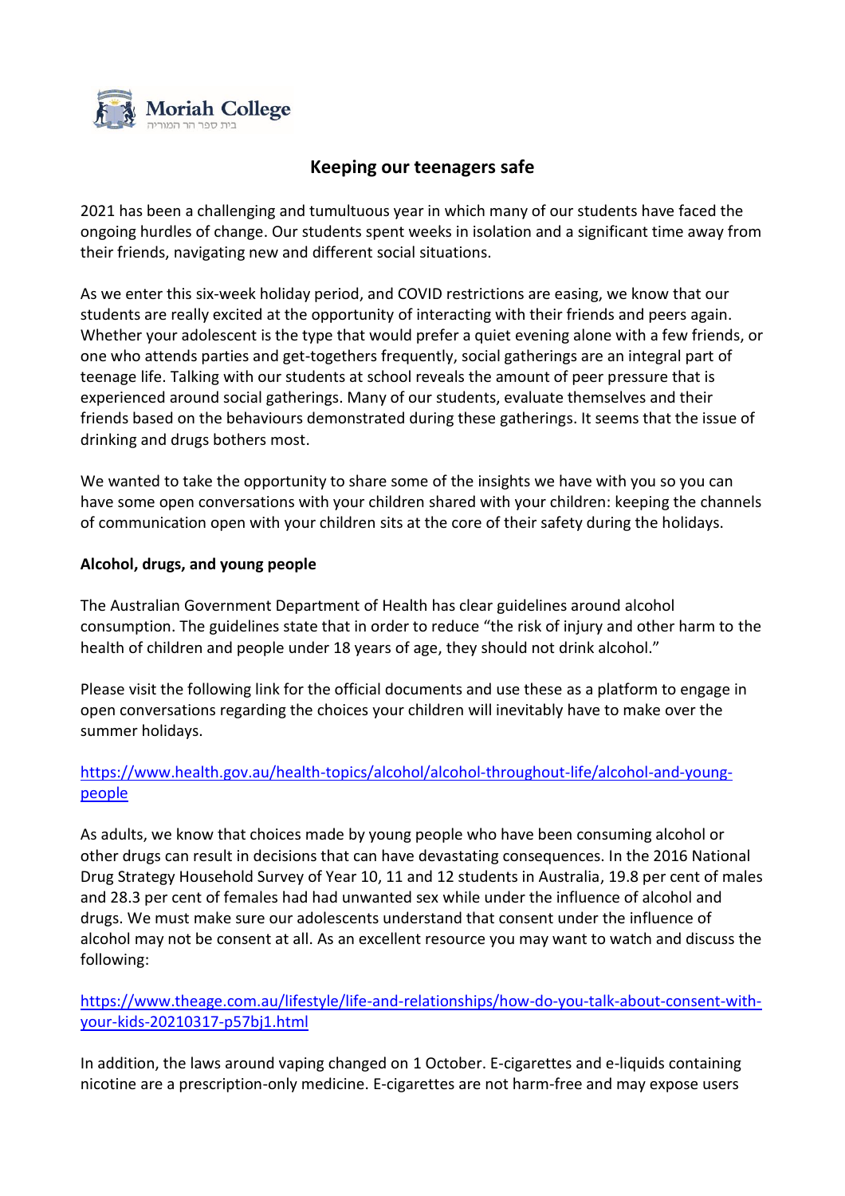Moriah College

בית ספר הר המוריה

# Keeping our teenagers safe

2021 has been a challenging and tumultuous year in which many of our students have faced the ongoing hurdles of change. Our students spent weeks in isolation and a significant time away from their friends, navigating new and different social situations.

As we enter this six-week holiday period, and COVID restrictions are easing, we know that our students are really excited at the opportunity of interacting with their friends and peers again. Whether your adolescent is the type that would prefer a quiet evening alone with a few friends, or one who attends parties and get-togethers frequently, social gatherings are an integral part of teenage life. Talking with our students at school reveals the amount of peer pressure that is experienced around social gatherings. Many of our students, evaluate themselves and their friends based on the behaviours demonstrated during these gatherings. It seems that the issue of drinking and drugs bothers most.

We wanted to take the opportunity to share some of the insights we have with you so you can have some open conversations with your children shared with your children: keeping the channels of communication open with your children sits at the core of their safety during the holidays.

**Alcohol, drugs, and young people**

The Australian Government Department of Health has clear guidelines around alcohol consumption. The guidelines state that in order to reduce "the risk of injury and other harm to the health of children and people under 18 years of age, they should not drink alcohol."

Please visit the following link for the official documents and use these as a platform to engage in open conversations regarding the choices your children will inevitably have to make over the summer holidays.

https://www.health.gov.au/health-topics/alcohol/alcohol-throughout-life/alcohol-and-young-people

As adults, we know that choices made by young people who have been consuming alcohol or other drugs can result in decisions that can have devastating consequences. In the 2016 National Drug Strategy Household Survey of Year 10, 11 and 12 students in Australia, 19.8 per cent of males and 28.3 per cent of females had had unwanted sex while under the influence of alcohol and drugs. We must make sure our adolescents understand that consent under the influence of alcohol may not be consent at all. As an excellent resource you may want to watch and discuss the following:

https://www.theage.com.au/lifestyle/life-and-relationships/how-do-you-talk-about-consent-with-your-kids-20210317-p57bj1.html

In addition, the laws around vaping changed on 1 October. E-cigarettes and e-liquids containing nicotine are a prescription-only medicine. E-cigarettes are not harm-free and may expose users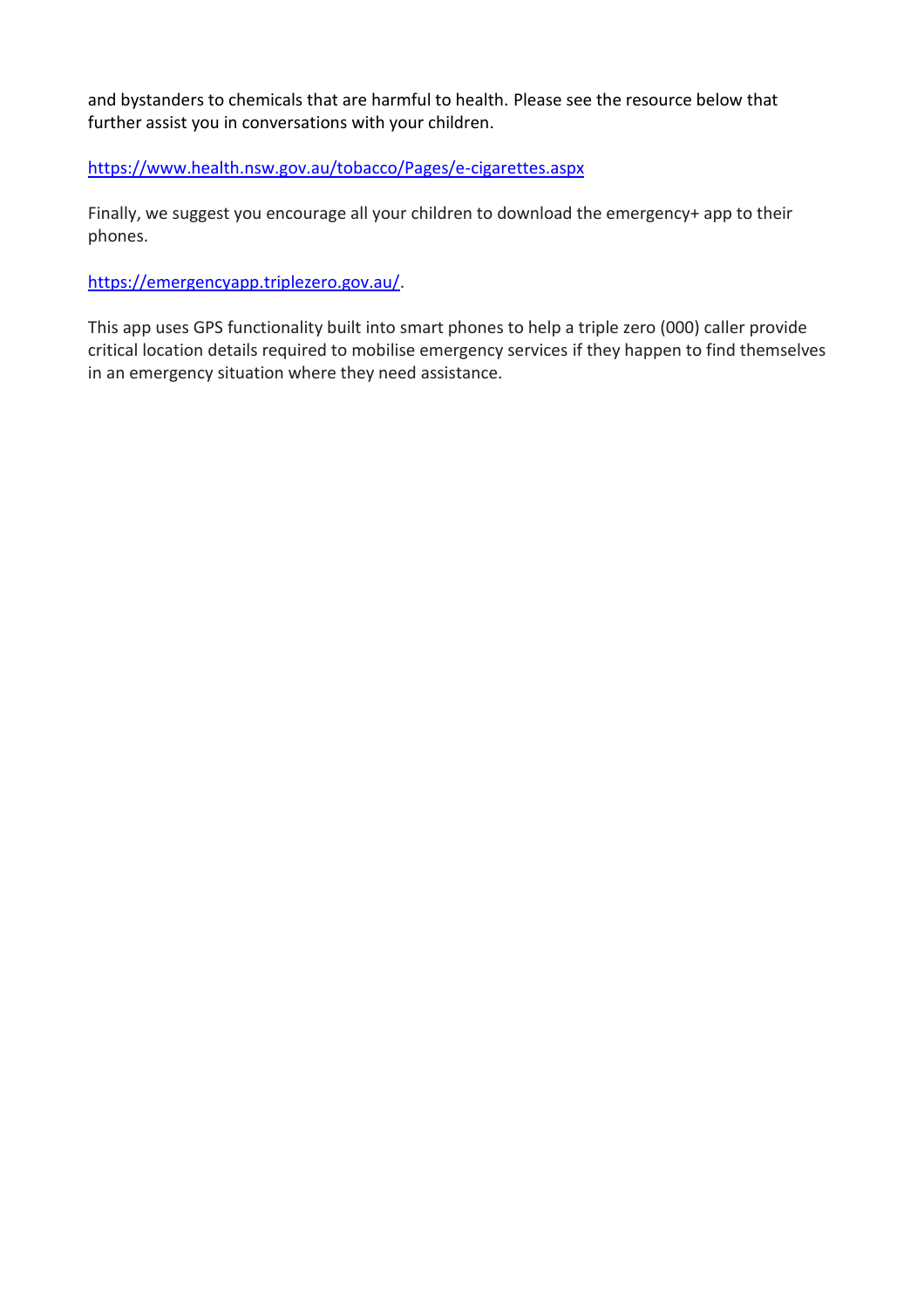and bystanders to chemicals that are harmful to health. Please see the resource below that further assist you in conversations with your children.

https://www.health.nsw.gov.au/tobacco/Pages/e-cigarettes.aspx

Finally, we suggest you encourage all your children to download the emergency+ app to their phones.

https://emergencyapp.triplezero.gov.au/.

This app uses GPS functionality built into smart phones to help a triple zero (000) caller provide critical location details required to mobilise emergency services if they happen to find themselves in an emergency situation where they need assistance.